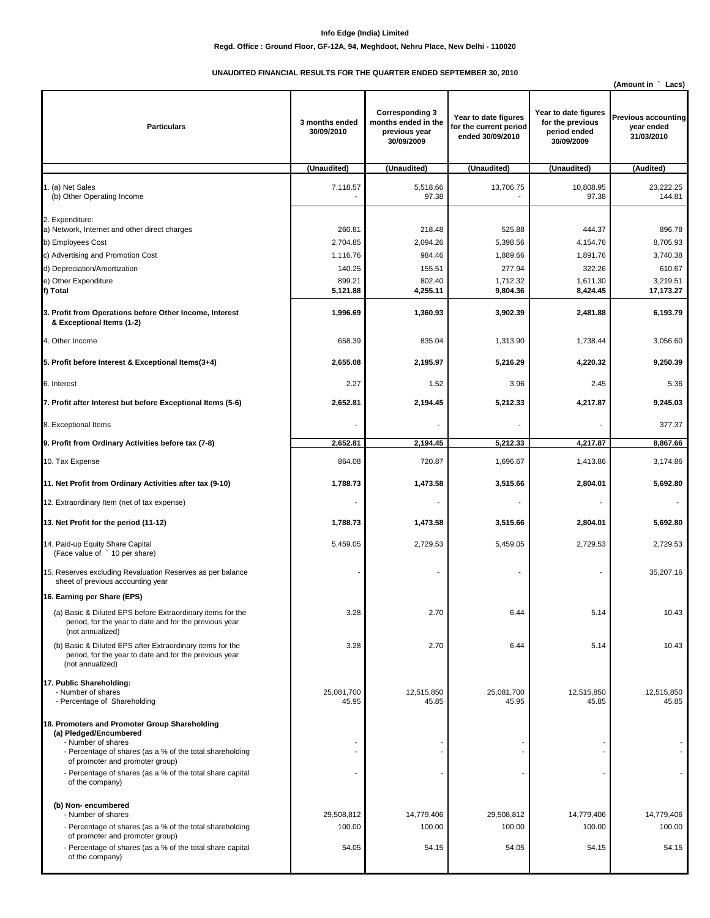**Info Edge (India) Limited**

**Regd. Office : Ground Floor, GF-12A, 94, Meghdoot, Nehru Place, New Delhi - 110020**

**UNAUDITED FINANCIAL RESULTS FOR THE QUARTER ENDED SEPTEMBER 30, 2010**

**(Amount in ` Lacs)**

| Particulars | 3 months ended 30/09/2010 | Corresponding 3 months ended in the previous year 30/09/2009 | Year to date figures for the current period ended 30/09/2010 | Year to date figures for the previous period ended 30/09/2009 | Previous accounting year ended 31/03/2010 |
|---|---|---|---|---|---|
| | (Unaudited) | (Unaudited) | (Unaudited) | (Unaudited) | (Audited) |
| 1. (a) Net Sales | 7,118.57 | 5,518.66 | 13,706.75 | 10,808.95 | 23,222.25 |
| (b) Other Operating Income | - | 97.38 | - | 97.38 | 144.81 |
| 2. Expenditure: | | | | | |
| a) Network, Internet and other direct charges | 260.81 | 218.48 | 525.88 | 444.37 | 896.78 |
| b) Employees Cost | 2,704.85 | 2,094.26 | 5,398.56 | 4,154.76 | 8,705.93 |
| c) Advertising and Promotion Cost | 1,116.76 | 984.46 | 1,889.66 | 1,891.76 | 3,740.38 |
| d) Depreciation/Amortization | 140.25 | 155.51 | 277.94 | 322.26 | 610.67 |
| e) Other Expenditure | 899.21 | 802.40 | 1,712.32 | 1,611.30 | 3,219.51 |
| **f) Total** | **5,121.88** | **4,255.11** | **9,804.36** | **8,424.45** | **17,173.27** |
| **3. Profit from Operations before Other Income, Interest & Exceptional Items (1-2)** | **1,996.69** | **1,360.93** | **3,902.39** | **2,481.88** | **6,193.79** |
| 4. Other Income | 658.39 | 835.04 | 1,313.90 | 1,738.44 | 3,056.60 |
| **5. Profit before Interest & Exceptional Items(3+4)** | **2,655.08** | **2,195.97** | **5,216.29** | **4,220.32** | **9,250.39** |
| 6. Interest | 2.27 | 1.52 | 3.96 | 2.45 | 5.36 |
| **7. Profit after Interest but before Exceptional Items (5-6)** | **2,652.81** | **2,194.45** | **5,212.33** | **4,217.87** | **9,245.03** |
| 8. Exceptional Items | - | - | - | - | 377.37 |
| **9. Profit from Ordinary Activities before tax (7-8)** | **2,652.81** | **2,194.45** | **5,212.33** | **4,217.87** | **8,867.66** |
| 10. Tax Expense | 864.08 | 720.87 | 1,696.67 | 1,413.86 | 3,174.86 |
| **11. Net Profit from Ordinary Activities after tax (9-10)** | **1,788.73** | **1,473.58** | **3,515.66** | **2,804.01** | **5,692.80** |
| 12. Extraordinary Item (net of tax expense) | - | - | - | - | - |
| **13. Net Profit for the period (11-12)** | **1,788.73** | **1,473.58** | **3,515.66** | **2,804.01** | **5,692.80** |
| 14. Paid-up Equity Share Capital (Face value of ` 10 per share) | 5,459.05 | 2,729.53 | 5,459.05 | 2,729.53 | 2,729.53 |
| 15. Reserves excluding Revaluation Reserves as per balance sheet of previous accounting year | - | - | - | - | 35,207.16 |
| **16. Earning per Share (EPS)** | | | | | |
| (a) Basic & Diluted EPS before Extraordinary items for the period, for the year to date and for the previous year (not annualized) | 3.28 | 2.70 | 6.44 | 5.14 | 10.43 |
| (b) Basic & Diluted EPS after Extraordinary items for the period, for the year to date and for the previous year (not annualized) | 3.28 | 2.70 | 6.44 | 5.14 | 10.43 |
| **17. Public Shareholding:** | | | | | |
| - Number of shares | 25,081,700 | 12,515,850 | 25,081,700 | 12,515,850 | 12,515,850 |
| - Percentage of Shareholding | 45.95 | 45.85 | 45.95 | 45.85 | 45.85 |
| **18. Promoters and Promoter Group Shareholding** | | | | | |
| **(a) Pledged/Encumbered** | | | | | |
| - Number of shares | - | - | - | - | - |
| - Percentage of shares (as a % of the total shareholding of promoter and promoter group) | - | - | - | - | - |
| - Percentage of shares (as a % of the total share capital of the company) | - | - | - | - | - |
| **(b) Non- encumbered** | | | | | |
| - Number of shares | 29,508,812 | 14,779,406 | 29,508,812 | 14,779,406 | 14,779,406 |
| - Percentage of shares (as a % of the total shareholding of promoter and promoter group) | 100.00 | 100.00 | 100.00 | 100.00 | 100.00 |
| - Percentage of shares (as a % of the total share capital of the company) | 54.05 | 54.15 | 54.05 | 54.15 | 54.15 |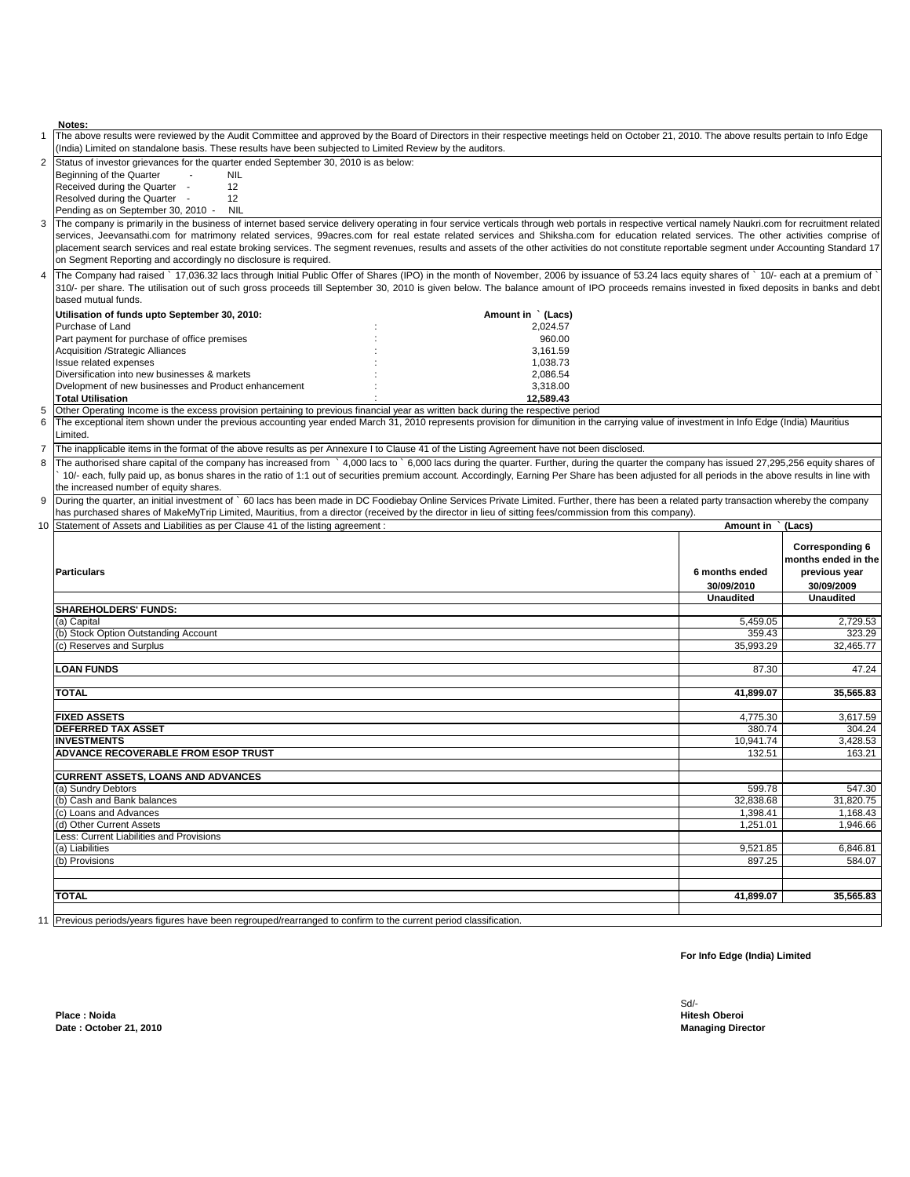**Notes:**

1. The above results were reviewed by the Audit Committee and approved by the Board of Directors in their respective meetings held on October 21, 2010. The above results pertain to Info Edge (India) Limited on standalone basis. These results have been subjected to Limited Review by the auditors.

2. Status of investor grievances for the quarter ended September 30, 2010 is as below:
   - Beginning of the Quarter - NIL
   - Received during the Quarter - 12
   - Resolved during the Quarter - 12
   - Pending as on September 30, 2010 - NIL

3. The company is primarily in the business of internet based service delivery operating in four service verticals through web portals in respective vertical namely Naukri.com for recruitment related services, Jeevansathi.com for matrimony related services, 99acres.com for real estate related services and Shiksha.com for education related services. The other activities comprise of placement search services and real estate broking services. The segment revenues, results and assets of the other activities do not constitute reportable segment under Accounting Standard 17 on Segment Reporting and accordingly no disclosure is required.

4. The Company had raised ` 17,036.32 lacs through Initial Public Offer of Shares (IPO) in the month of November, 2006 by issuance of 53.24 lacs equity shares of ` 10/- each at a premium of ` 310/- per share. The utilisation out of such gross proceeds till September 30, 2010 is given below. The balance amount of IPO proceeds remains invested in fixed deposits in banks and debt based mutual funds.

| **Utilisation of funds upto September 30, 2010:** | | **Amount in ` (Lacs)** |
|---|---|---|
| Purchase of Land | : | 2,024.57 |
| Part payment for purchase of office premises | : | 960.00 |
| Acquisition /Strategic Alliances | : | 3,161.59 |
| Issue related expenses | : | 1,038.73 |
| Diversification into new businesses & markets | : | 2,086.54 |
| Dvelopment of new businesses and Product enhancement | : | 3,318.00 |
| **Total Utilisation** | : | **12,589.43** |

5. Other Operating Income is the excess provision pertaining to previous financial year as written back during the respective period

6. The exceptional item shown under the previous accounting year ended March 31, 2010 represents provision for dimunition in the carrying value of investment in Info Edge (India) Mauritius Limited.

7. The inapplicable items in the format of the above results as per Annexure I to Clause 41 of the Listing Agreement have not been disclosed.

8. The authorised share capital of the company has increased from ` 4,000 lacs to ` 6,000 lacs during the quarter. Further, during the quarter the company has issued 27,295,256 equity shares of ` 10/- each, fully paid up, as bonus shares in the ratio of 1:1 out of securities premium account. Accordingly, Earning Per Share has been adjusted for all periods in the above results in line with the increased number of equity shares.

9. During the quarter, an initial investment of ` 60 lacs has been made in DC Foodiebay Online Services Private Limited. Further, there has been a related party transaction whereby the company has purchased shares of MakeMyTrip Limited, Mauritius, from a director (received by the director in lieu of sitting fees/commission from this company).

10. Statement of Assets and Liabilities as per Clause 41 of the listing agreement : **Amount in ` (Lacs)**

| **Particulars** | **6 months ended 30/09/2010 Unaudited** | **Corresponding 6 months ended in the previous year 30/09/2009 Unaudited** |
|---|---|---|
| **SHAREHOLDERS' FUNDS:** | | |
| (a) Capital | 5,459.05 | 2,729.53 |
| (b) Stock Option Outstanding Account | 359.43 | 323.29 |
| (c) Reserves and Surplus | 35,993.29 | 32,465.77 |
| **LOAN FUNDS** | 87.30 | 47.24 |
| **TOTAL** | **41,899.07** | **35,565.83** |
| **FIXED ASSETS** | 4,775.30 | 3,617.59 |
| **DEFERRED TAX ASSET** | 380.74 | 304.24 |
| **INVESTMENTS** | 10,941.74 | 3,428.53 |
| **ADVANCE RECOVERABLE FROM ESOP TRUST** | 132.51 | 163.21 |
| **CURRENT ASSETS, LOANS AND ADVANCES** | | |
| (a) Sundry Debtors | 599.78 | 547.30 |
| (b) Cash and Bank balances | 32,838.68 | 31,820.75 |
| (c) Loans and Advances | 1,398.41 | 1,168.43 |
| (d) Other Current Assets | 1,251.01 | 1,946.66 |
| Less: Current Liabilities and Provisions | | |
| (a) Liabilities | 9,521.85 | 6,846.81 |
| (b) Provisions | 897.25 | 584.07 |
| **TOTAL** | **41,899.07** | **35,565.83** |

11. Previous periods/years figures have been regrouped/rearranged to confirm to the current period classification.

**For Info Edge (India) Limited**

Sd/-
**Hitesh Oberoi**
**Managing Director**

**Place : Noida**
**Date : October 21, 2010**